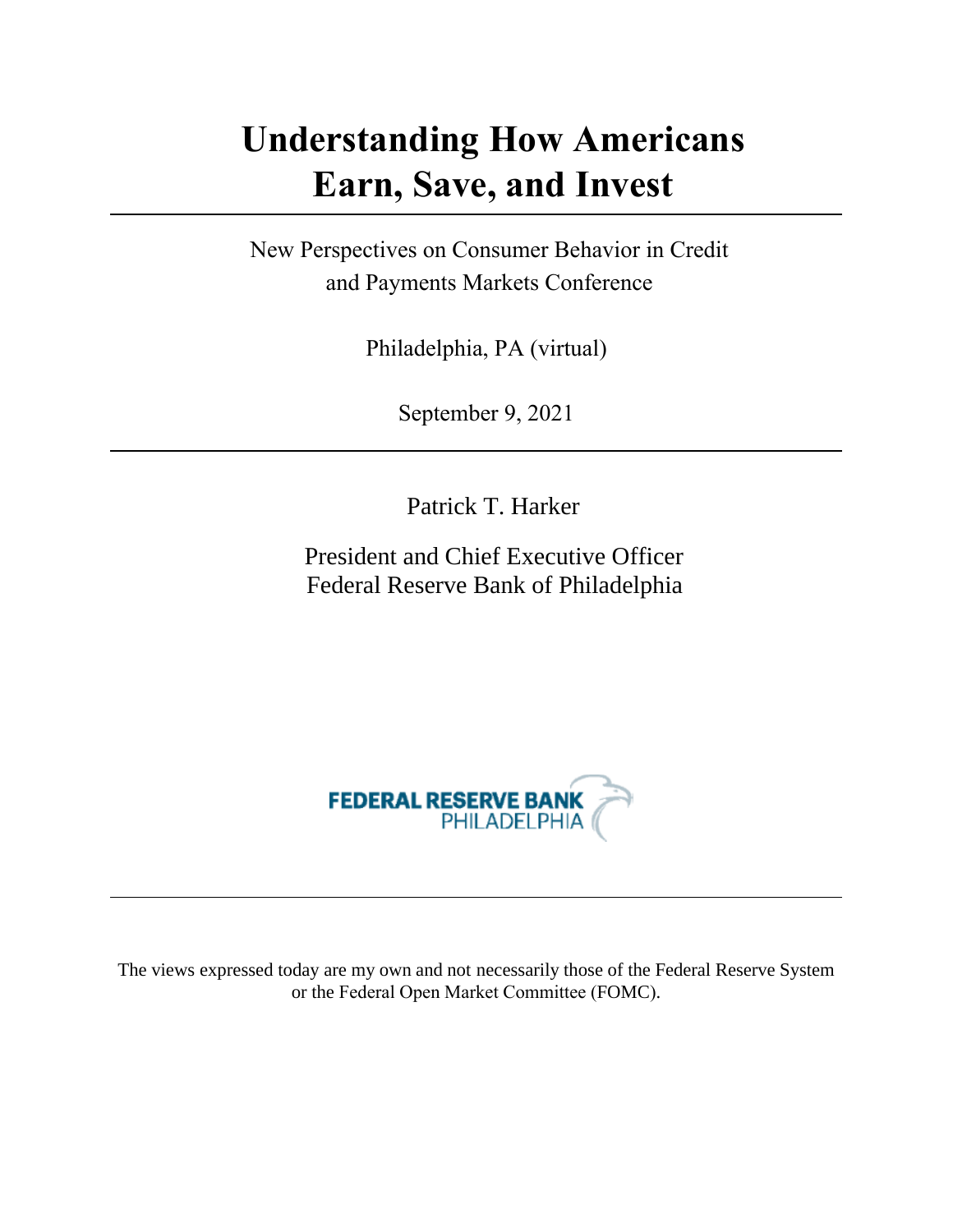# Understanding How Americans Earn, Save, and Invest

New Perspectives on Consumer Behavior in Credit and Payments Markets Conference

Philadelphia, PA (virtual)

September 9, 2021

Patrick T. Harker

President and Chief Executive Officer
Federal Reserve Bank of Philadelphia

FEDERAL RESERVE BANK
PHILADELPHIA

The views expressed today are my own and not necessarily those of the Federal Reserve System or the Federal Open Market Committee (FOMC).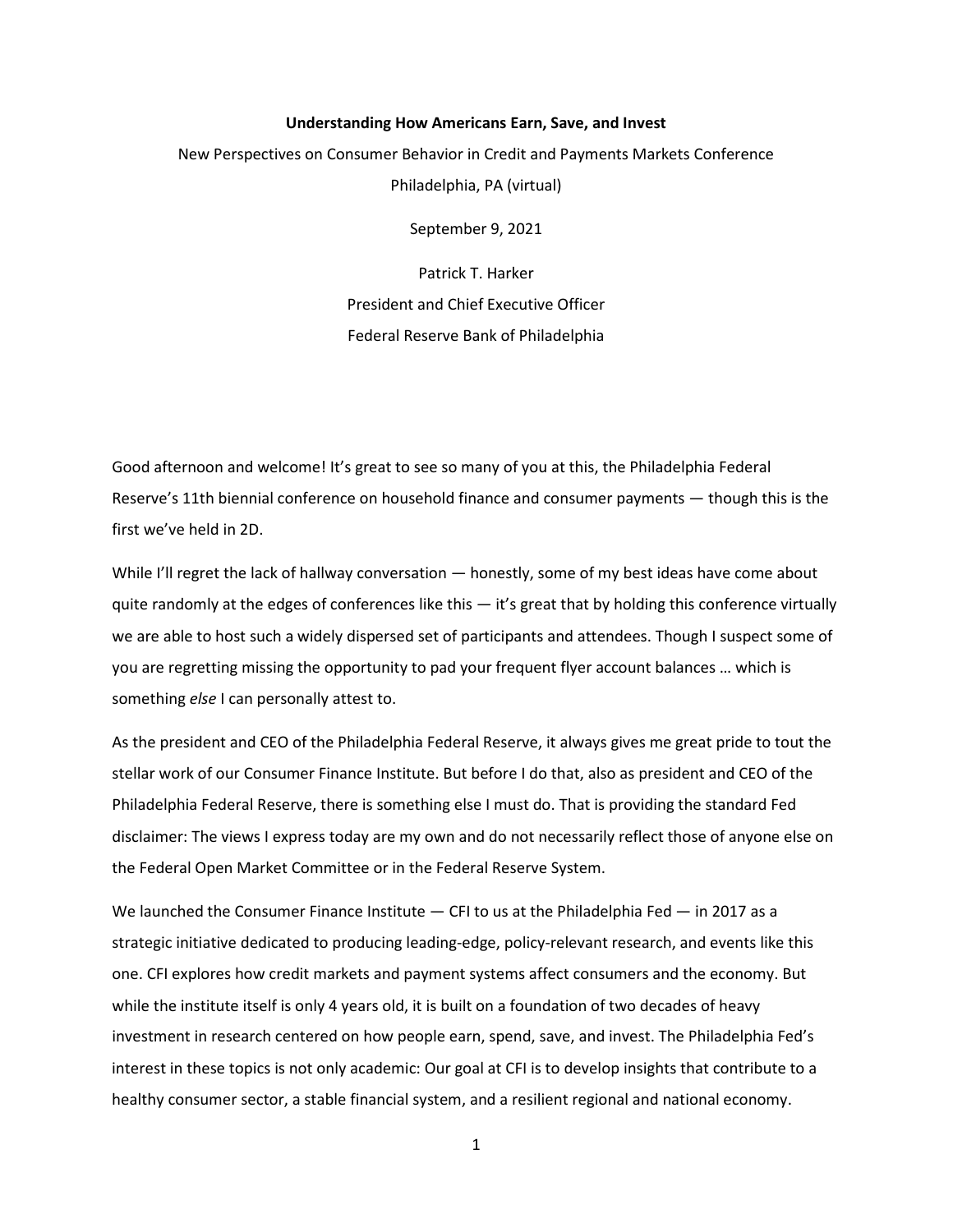**Understanding How Americans Earn, Save, and Invest**

New Perspectives on Consumer Behavior in Credit and Payments Markets Conference

Philadelphia, PA (virtual)

September 9, 2021

Patrick T. Harker

President and Chief Executive Officer

Federal Reserve Bank of Philadelphia

Good afternoon and welcome! It's great to see so many of you at this, the Philadelphia Federal Reserve's 11th biennial conference on household finance and consumer payments — though this is the first we've held in 2D.

While I'll regret the lack of hallway conversation — honestly, some of my best ideas have come about quite randomly at the edges of conferences like this — it's great that by holding this conference virtually we are able to host such a widely dispersed set of participants and attendees. Though I suspect some of you are regretting missing the opportunity to pad your frequent flyer account balances … which is something *else* I can personally attest to.

As the president and CEO of the Philadelphia Federal Reserve, it always gives me great pride to tout the stellar work of our Consumer Finance Institute. But before I do that, also as president and CEO of the Philadelphia Federal Reserve, there is something else I must do. That is providing the standard Fed disclaimer: The views I express today are my own and do not necessarily reflect those of anyone else on the Federal Open Market Committee or in the Federal Reserve System.

We launched the Consumer Finance Institute — CFI to us at the Philadelphia Fed — in 2017 as a strategic initiative dedicated to producing leading-edge, policy-relevant research, and events like this one. CFI explores how credit markets and payment systems affect consumers and the economy. But while the institute itself is only 4 years old, it is built on a foundation of two decades of heavy investment in research centered on how people earn, spend, save, and invest. The Philadelphia Fed's interest in these topics is not only academic: Our goal at CFI is to develop insights that contribute to a healthy consumer sector, a stable financial system, and a resilient regional and national economy.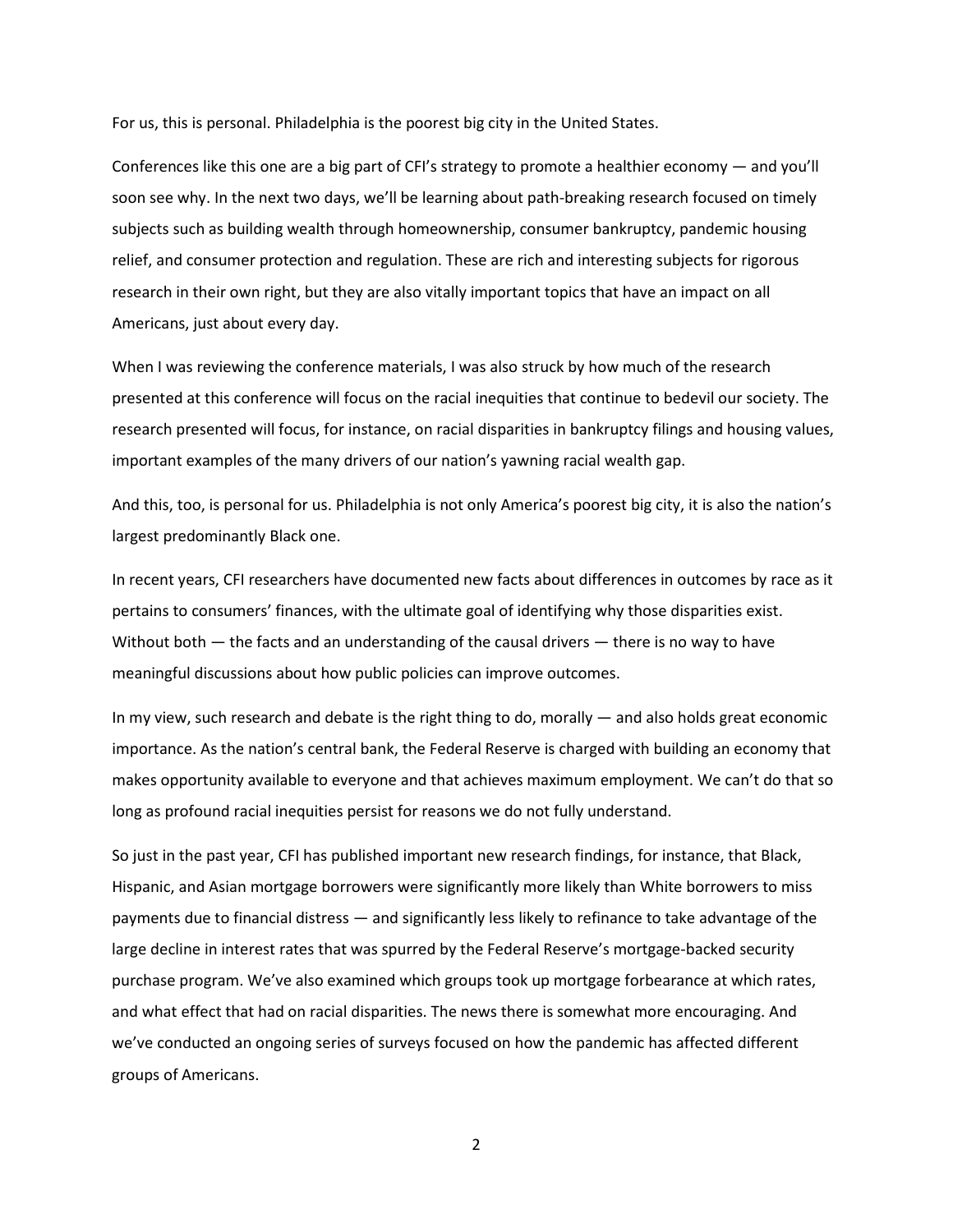For us, this is personal. Philadelphia is the poorest big city in the United States.

Conferences like this one are a big part of CFI's strategy to promote a healthier economy — and you'll soon see why. In the next two days, we'll be learning about path-breaking research focused on timely subjects such as building wealth through homeownership, consumer bankruptcy, pandemic housing relief, and consumer protection and regulation. These are rich and interesting subjects for rigorous research in their own right, but they are also vitally important topics that have an impact on all Americans, just about every day.

When I was reviewing the conference materials, I was also struck by how much of the research presented at this conference will focus on the racial inequities that continue to bedevil our society. The research presented will focus, for instance, on racial disparities in bankruptcy filings and housing values, important examples of the many drivers of our nation's yawning racial wealth gap.

And this, too, is personal for us. Philadelphia is not only America's poorest big city, it is also the nation's largest predominantly Black one.

In recent years, CFI researchers have documented new facts about differences in outcomes by race as it pertains to consumers' finances, with the ultimate goal of identifying why those disparities exist. Without both — the facts and an understanding of the causal drivers — there is no way to have meaningful discussions about how public policies can improve outcomes.

In my view, such research and debate is the right thing to do, morally — and also holds great economic importance. As the nation's central bank, the Federal Reserve is charged with building an economy that makes opportunity available to everyone and that achieves maximum employment. We can't do that so long as profound racial inequities persist for reasons we do not fully understand.

So just in the past year, CFI has published important new research findings, for instance, that Black, Hispanic, and Asian mortgage borrowers were significantly more likely than White borrowers to miss payments due to financial distress — and significantly less likely to refinance to take advantage of the large decline in interest rates that was spurred by the Federal Reserve's mortgage-backed security purchase program. We've also examined which groups took up mortgage forbearance at which rates, and what effect that had on racial disparities. The news there is somewhat more encouraging. And we've conducted an ongoing series of surveys focused on how the pandemic has affected different groups of Americans.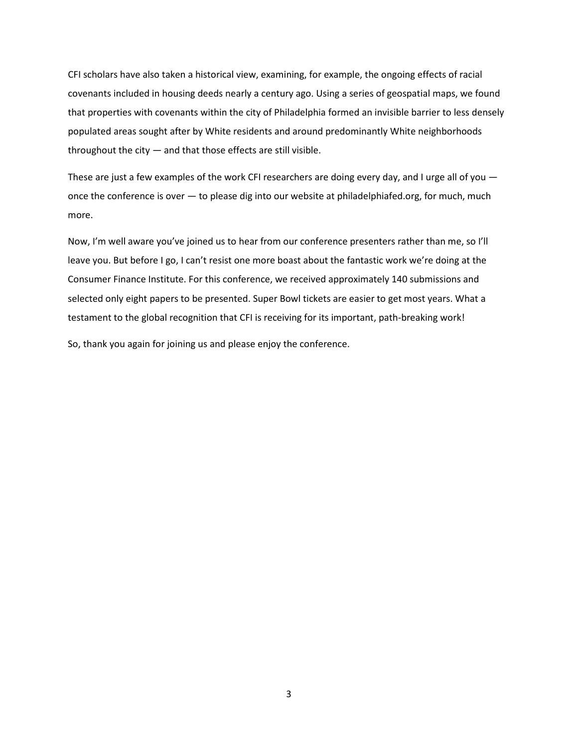CFI scholars have also taken a historical view, examining, for example, the ongoing effects of racial covenants included in housing deeds nearly a century ago. Using a series of geospatial maps, we found that properties with covenants within the city of Philadelphia formed an invisible barrier to less densely populated areas sought after by White residents and around predominantly White neighborhoods throughout the city — and that those effects are still visible.

These are just a few examples of the work CFI researchers are doing every day, and I urge all of you — once the conference is over — to please dig into our website at philadelphiafed.org, for much, much more.

Now, I'm well aware you've joined us to hear from our conference presenters rather than me, so I'll leave you. But before I go, I can't resist one more boast about the fantastic work we're doing at the Consumer Finance Institute. For this conference, we received approximately 140 submissions and selected only eight papers to be presented. Super Bowl tickets are easier to get most years. What a testament to the global recognition that CFI is receiving for its important, path-breaking work!

So, thank you again for joining us and please enjoy the conference.